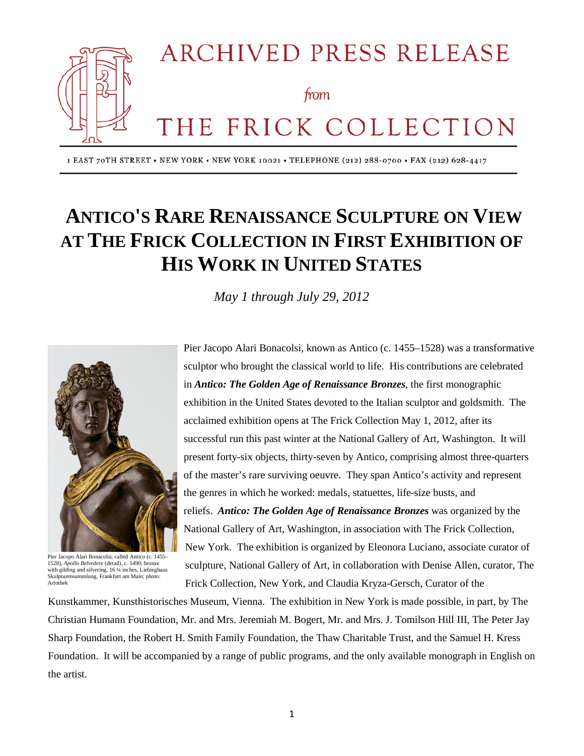# ARCHIVED PRESS RELEASE

*from*

# THE FRICK COLLECTION

1 EAST 70TH STREET • NEW YORK • NEW YORK 10021 • TELEPHONE (212) 288-0700 • FAX (212) 628-4417

# ANTICO'S RARE RENAISSANCE SCULPTURE ON VIEW AT THE FRICK COLLECTION IN FIRST EXHIBITION OF HIS WORK IN UNITED STATES

*May 1 through July 29, 2012*

Pier Jacopo Alari Bonacolsi, called Antico (c. 1455–1528), *Apollo Belvedere* (detail), c. 1490, bronze with gilding and silvering, 16 ¼ inches, Liebieghaus Skulpturensammlung, Frankfurt am Main; photo: Artothek

Pier Jacopo Alari Bonacolsi, known as Antico (c. 1455–1528) was a transformative sculptor who brought the classical world to life. His contributions are celebrated in ***Antico: The Golden Age of Renaissance Bronzes***, the first monographic exhibition in the United States devoted to the Italian sculptor and goldsmith. The acclaimed exhibition opens at The Frick Collection May 1, 2012, after its successful run this past winter at the National Gallery of Art, Washington. It will present forty-six objects, thirty-seven by Antico, comprising almost three-quarters of the master's rare surviving oeuvre. They span Antico's activity and represent the genres in which he worked: medals, statuettes, life-size busts, and reliefs. ***Antico: The Golden Age of Renaissance Bronzes*** was organized by the National Gallery of Art, Washington, in association with The Frick Collection, New York. The exhibition is organized by Eleonora Luciano, associate curator of sculpture, National Gallery of Art, in collaboration with Denise Allen, curator, The Frick Collection, New York, and Claudia Kryza-Gersch, Curator of the Kunstkammer, Kunsthistorisches Museum, Vienna. The exhibition in New York is made possible, in part, by The Christian Humann Foundation, Mr. and Mrs. Jeremiah M. Bogert, Mr. and Mrs. J. Tomilson Hill III, The Peter Jay Sharp Foundation, the Robert H. Smith Family Foundation, the Thaw Charitable Trust, and the Samuel H. Kress Foundation. It will be accompanied by a range of public programs, and the only available monograph in English on the artist.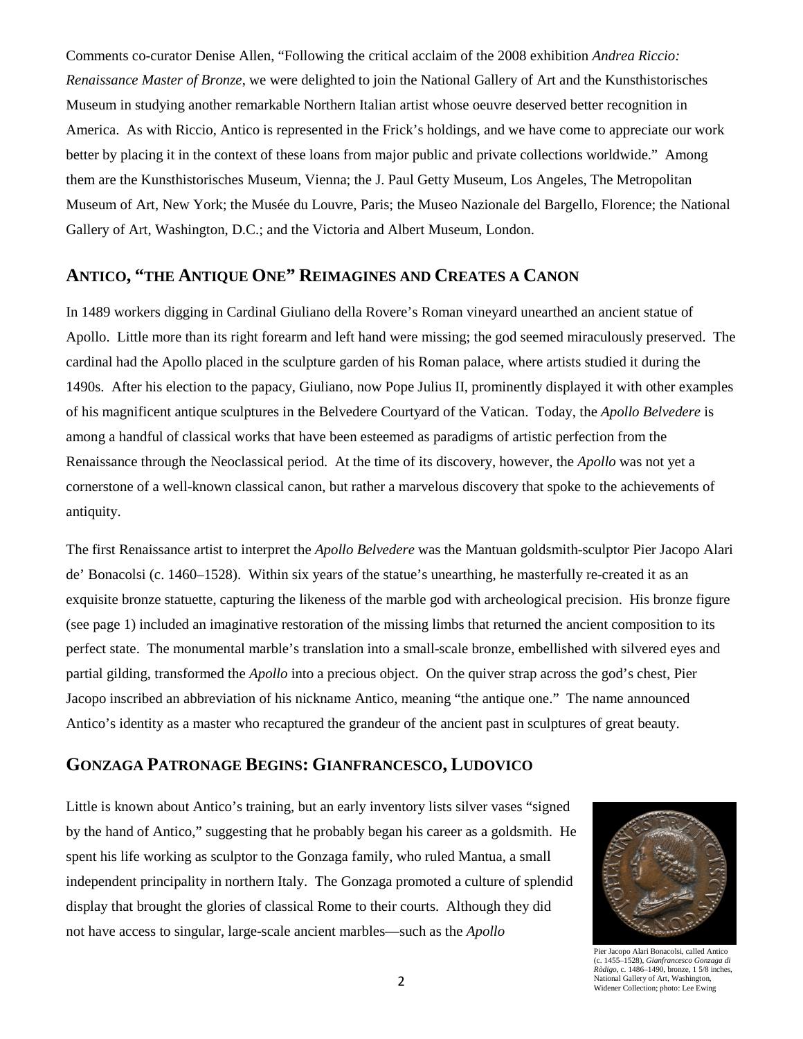Comments co-curator Denise Allen, "Following the critical acclaim of the 2008 exhibition *Andrea Riccio: Renaissance Master of Bronze*, we were delighted to join the National Gallery of Art and the Kunsthistorisches Museum in studying another remarkable Northern Italian artist whose oeuvre deserved better recognition in America. As with Riccio, Antico is represented in the Frick's holdings, and we have come to appreciate our work better by placing it in the context of these loans from major public and private collections worldwide." Among them are the Kunsthistorisches Museum, Vienna; the J. Paul Getty Museum, Los Angeles, The Metropolitan Museum of Art, New York; the Musée du Louvre, Paris; the Museo Nazionale del Bargello, Florence; the National Gallery of Art, Washington, D.C.; and the Victoria and Albert Museum, London.

## ANTICO, "THE ANTIQUE ONE" REIMAGINES AND CREATES A CANON

In 1489 workers digging in Cardinal Giuliano della Rovere's Roman vineyard unearthed an ancient statue of Apollo. Little more than its right forearm and left hand were missing; the god seemed miraculously preserved. The cardinal had the Apollo placed in the sculpture garden of his Roman palace, where artists studied it during the 1490s. After his election to the papacy, Giuliano, now Pope Julius II, prominently displayed it with other examples of his magnificent antique sculptures in the Belvedere Courtyard of the Vatican. Today, the *Apollo Belvedere* is among a handful of classical works that have been esteemed as paradigms of artistic perfection from the Renaissance through the Neoclassical period. At the time of its discovery, however, the *Apollo* was not yet a cornerstone of a well-known classical canon, but rather a marvelous discovery that spoke to the achievements of antiquity.

The first Renaissance artist to interpret the *Apollo Belvedere* was the Mantuan goldsmith-sculptor Pier Jacopo Alari de' Bonacolsi (c. 1460–1528). Within six years of the statue's unearthing, he masterfully re-created it as an exquisite bronze statuette, capturing the likeness of the marble god with archeological precision. His bronze figure (see page 1) included an imaginative restoration of the missing limbs that returned the ancient composition to its perfect state. The monumental marble's translation into a small-scale bronze, embellished with silvered eyes and partial gilding, transformed the *Apollo* into a precious object. On the quiver strap across the god's chest, Pier Jacopo inscribed an abbreviation of his nickname Antico, meaning "the antique one." The name announced Antico's identity as a master who recaptured the grandeur of the ancient past in sculptures of great beauty.

## GONZAGA PATRONAGE BEGINS: GIANFRANCESCO, LUDOVICO

Little is known about Antico's training, but an early inventory lists silver vases "signed by the hand of Antico," suggesting that he probably began his career as a goldsmith. He spent his life working as sculptor to the Gonzaga family, who ruled Mantua, a small independent principality in northern Italy. The Gonzaga promoted a culture of splendid display that brought the glories of classical Rome to their courts. Although they did not have access to singular, large-scale ancient marbles—such as the *Apollo*

Pier Jacopo Alari Bonacolsi, called Antico (c. 1455–1528), *Gianfrancesco Gonzaga di Ròdigo*, c. 1486–1490, bronze, 1 5/8 inches, National Gallery of Art, Washington, Widener Collection; photo: Lee Ewing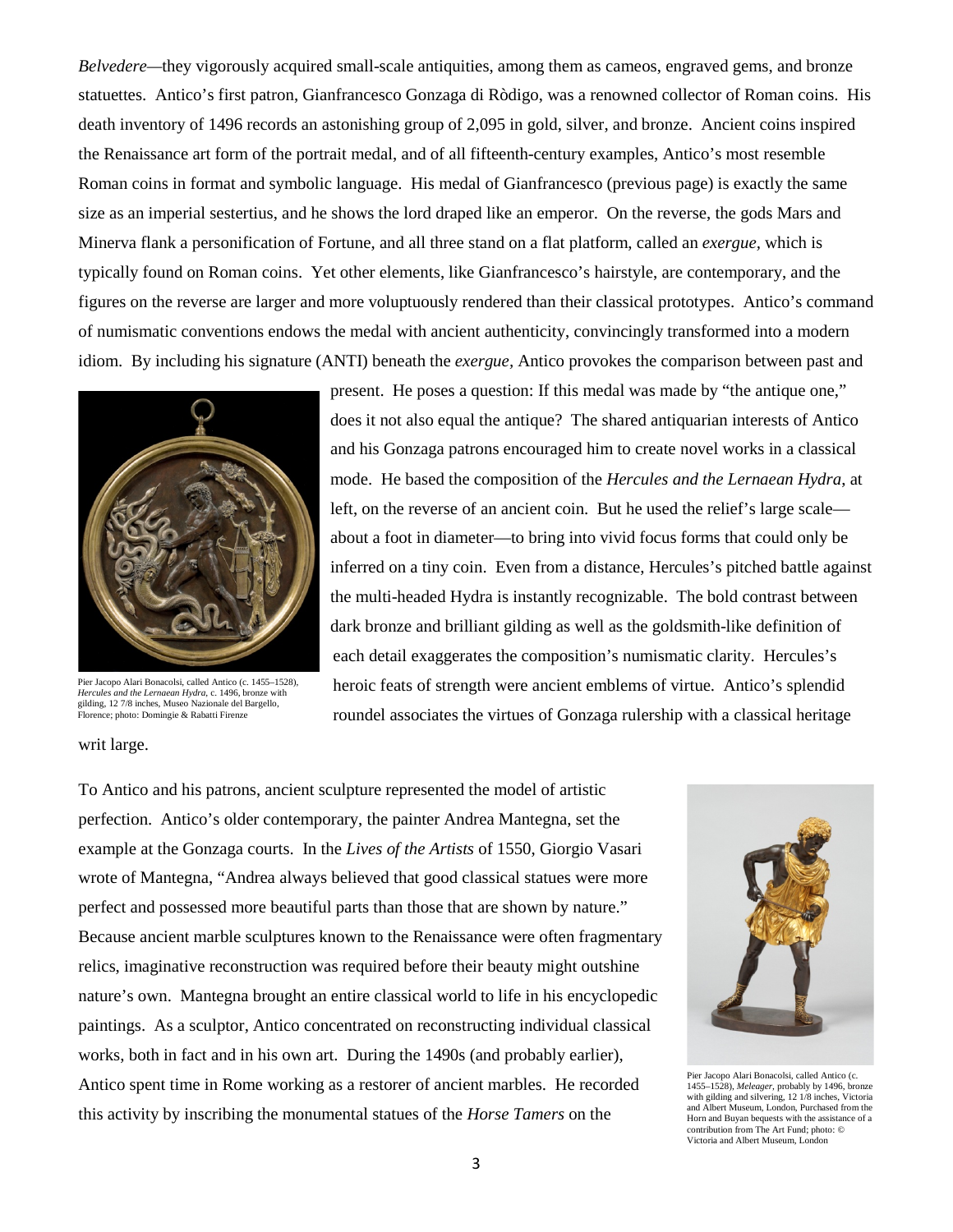*Belvedere*—they vigorously acquired small-scale antiquities, among them as cameos, engraved gems, and bronze statuettes. Antico's first patron, Gianfrancesco Gonzaga di Ròdigo, was a renowned collector of Roman coins. His death inventory of 1496 records an astonishing group of 2,095 in gold, silver, and bronze. Ancient coins inspired the Renaissance art form of the portrait medal, and of all fifteenth-century examples, Antico's most resemble Roman coins in format and symbolic language. His medal of Gianfrancesco (previous page) is exactly the same size as an imperial sestertius, and he shows the lord draped like an emperor. On the reverse, the gods Mars and Minerva flank a personification of Fortune, and all three stand on a flat platform, called an *exergue*, which is typically found on Roman coins. Yet other elements, like Gianfrancesco's hairstyle, are contemporary, and the figures on the reverse are larger and more voluptuously rendered than their classical prototypes. Antico's command of numismatic conventions endows the medal with ancient authenticity, convincingly transformed into a modern idiom. By including his signature (ANTI) beneath the *exergue*, Antico provokes the comparison between past and present. He poses a question: If this medal was made by "the antique one," does it not also equal the antique? The shared antiquarian interests of Antico and his Gonzaga patrons encouraged him to create novel works in a classical mode. He based the composition of the *Hercules and the Lernaean Hydra*, at left, on the reverse of an ancient coin. But he used the relief's large scale—about a foot in diameter—to bring into vivid focus forms that could only be inferred on a tiny coin. Even from a distance, Hercules's pitched battle against the multi-headed Hydra is instantly recognizable. The bold contrast between dark bronze and brilliant gilding as well as the goldsmith-like definition of each detail exaggerates the composition's numismatic clarity. Hercules's heroic feats of strength were ancient emblems of virtue. Antico's splendid roundel associates the virtues of Gonzaga rulership with a classical heritage writ large.

Pier Jacopo Alari Bonacolsi, called Antico (c. 1455–1528), *Hercules and the Lernaean Hydra*, c. 1496, bronze with gilding, 12 7/8 inches, Museo Nazionale del Bargello, Florence; photo: Domingie & Rabatti Firenze

To Antico and his patrons, ancient sculpture represented the model of artistic perfection. Antico's older contemporary, the painter Andrea Mantegna, set the example at the Gonzaga courts. In the *Lives of the Artists* of 1550, Giorgio Vasari wrote of Mantegna, "Andrea always believed that good classical statues were more perfect and possessed more beautiful parts than those that are shown by nature." Because ancient marble sculptures known to the Renaissance were often fragmentary relics, imaginative reconstruction was required before their beauty might outshine nature's own. Mantegna brought an entire classical world to life in his encyclopedic paintings. As a sculptor, Antico concentrated on reconstructing individual classical works, both in fact and in his own art. During the 1490s (and probably earlier), Antico spent time in Rome working as a restorer of ancient marbles. He recorded this activity by inscribing the monumental statues of the *Horse Tamers* on the

Pier Jacopo Alari Bonacolsi, called Antico (c. 1455–1528), *Meleager*, probably by 1496, bronze with gilding and silvering, 12 1/8 inches, Victoria and Albert Museum, London, Purchased from the Horn and Buyan bequests with the assistance of a contribution from The Art Fund; photo: © Victoria and Albert Museum, London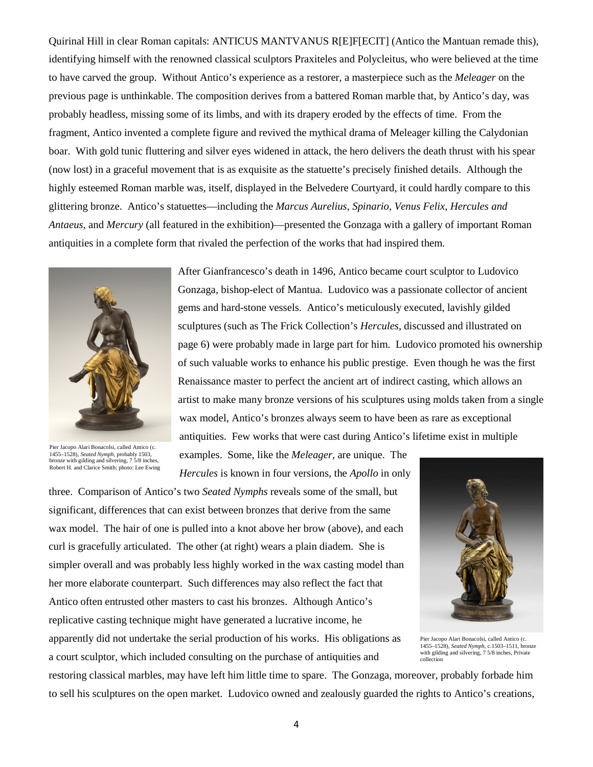Quirinal Hill in clear Roman capitals: ANTICUS MANTVANUS R[E]F[ECIT] (Antico the Mantuan remade this), identifying himself with the renowned classical sculptors Praxiteles and Polycleitus, who were believed at the time to have carved the group. Without Antico's experience as a restorer, a masterpiece such as the *Meleager* on the previous page is unthinkable. The composition derives from a battered Roman marble that, by Antico's day, was probably headless, missing some of its limbs, and with its drapery eroded by the effects of time. From the fragment, Antico invented a complete figure and revived the mythical drama of Meleager killing the Calydonian boar. With gold tunic fluttering and silver eyes widened in attack, the hero delivers the death thrust with his spear (now lost) in a graceful movement that is as exquisite as the statuette's precisely finished details. Although the highly esteemed Roman marble was, itself, displayed in the Belvedere Courtyard, it could hardly compare to this glittering bronze. Antico's statuettes—including the *Marcus Aurelius*, *Spinario*, *Venus Felix*, *Hercules and Antaeus*, and *Mercury* (all featured in the exhibition)—presented the Gonzaga with a gallery of important Roman antiquities in a complete form that rivaled the perfection of the works that had inspired them.

Pier Jacopo Alari Bonacolsi, called Antico (c. 1455–1528), *Seated Nymph*, probably 1503, bronze with gilding and silvering, 7 5/8 inches, Robert H. and Clarice Smith; photo: Lee Ewing

After Gianfrancesco's death in 1496, Antico became court sculptor to Ludovico Gonzaga, bishop-elect of Mantua. Ludovico was a passionate collector of ancient gems and hard-stone vessels. Antico's meticulously executed, lavishly gilded sculptures (such as The Frick Collection's *Hercules*, discussed and illustrated on page 6) were probably made in large part for him. Ludovico promoted his ownership of such valuable works to enhance his public prestige. Even though he was the first Renaissance master to perfect the ancient art of indirect casting, which allows an artist to make many bronze versions of his sculptures using molds taken from a single wax model, Antico's bronzes always seem to have been as rare as exceptional antiquities. Few works that were cast during Antico's lifetime exist in multiple examples. Some, like the *Meleager*, are unique. The *Hercules* is known in four versions, the *Apollo* in only three. Comparison of Antico's two *Seated Nymphs* reveals some of the small, but significant, differences that can exist between bronzes that derive from the same wax model. The hair of one is pulled into a knot above her brow (above), and each curl is gracefully articulated. The other (at right) wears a plain diadem. She is simpler overall and was probably less highly worked in the wax casting model than her more elaborate counterpart. Such differences may also reflect the fact that Antico often entrusted other masters to cast his bronzes. Although Antico's replicative casting technique might have generated a lucrative income, he apparently did not undertake the serial production of his works. His obligations as a court sculptor, which included consulting on the purchase of antiquities and restoring classical marbles, may have left him little time to spare. The Gonzaga, moreover, probably forbade him to sell his sculptures on the open market. Ludovico owned and zealously guarded the rights to Antico's creations,

Pier Jacopo Alari Bonacolsi, called Antico (c. 1455–1528), *Seated Nymph*, c.1503–1511, bronze with gilding and silvering, 7 5/8 inches, Private collection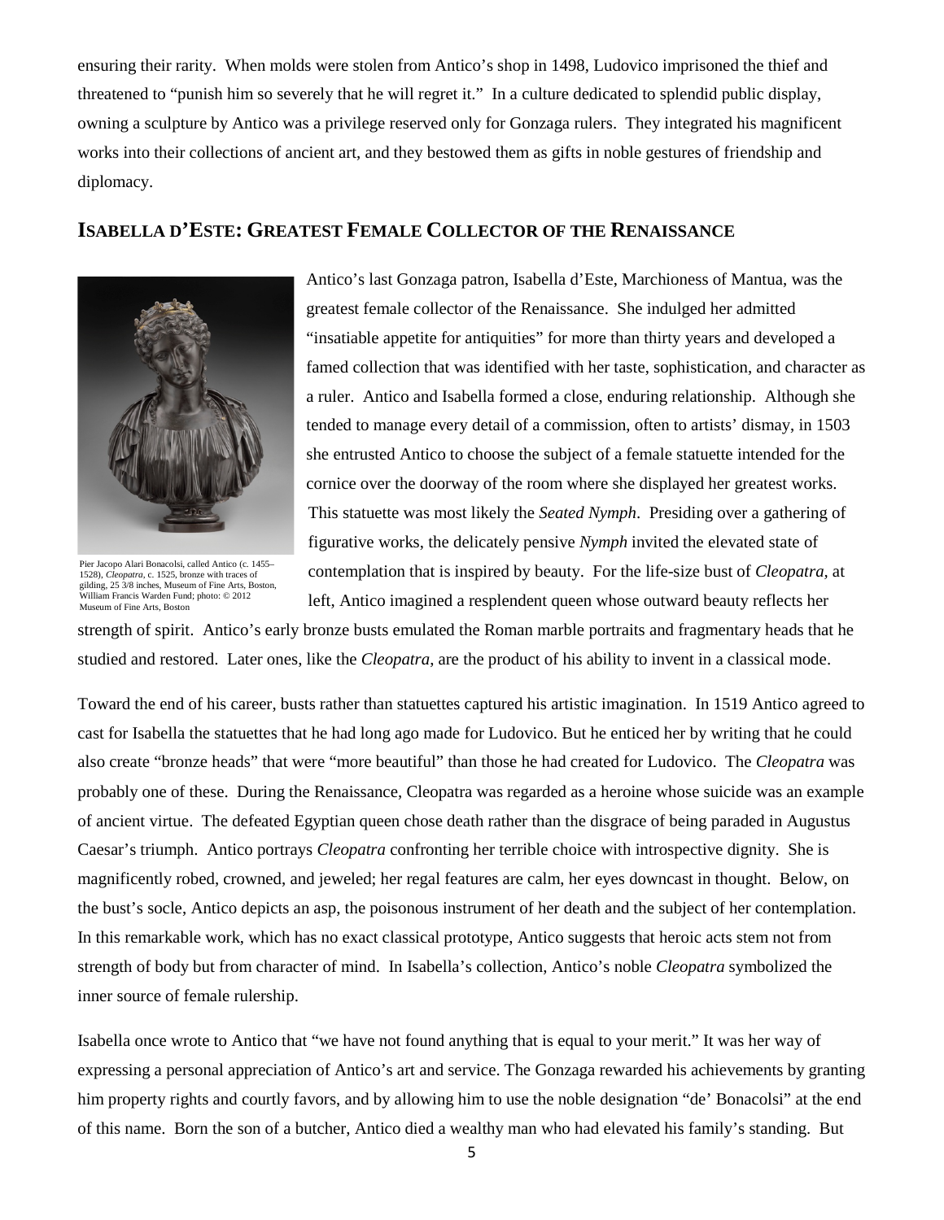ensuring their rarity. When molds were stolen from Antico's shop in 1498, Ludovico imprisoned the thief and threatened to "punish him so severely that he will regret it." In a culture dedicated to splendid public display, owning a sculpture by Antico was a privilege reserved only for Gonzaga rulers. They integrated his magnificent works into their collections of ancient art, and they bestowed them as gifts in noble gestures of friendship and diplomacy.

## ISABELLA D'ESTE: GREATEST FEMALE COLLECTOR OF THE RENAISSANCE

Pier Jacopo Alari Bonacolsi, called Antico (c. 1455–1528), *Cleopatra*, c. 1525, bronze with traces of gilding, 25 3/8 inches, Museum of Fine Arts, Boston, William Francis Warden Fund; photo: © 2012 Museum of Fine Arts, Boston

Antico's last Gonzaga patron, Isabella d'Este, Marchioness of Mantua, was the greatest female collector of the Renaissance. She indulged her admitted "insatiable appetite for antiquities" for more than thirty years and developed a famed collection that was identified with her taste, sophistication, and character as a ruler. Antico and Isabella formed a close, enduring relationship. Although she tended to manage every detail of a commission, often to artists' dismay, in 1503 she entrusted Antico to choose the subject of a female statuette intended for the cornice over the doorway of the room where she displayed her greatest works. This statuette was most likely the *Seated Nymph*. Presiding over a gathering of figurative works, the delicately pensive *Nymph* invited the elevated state of contemplation that is inspired by beauty. For the life-size bust of *Cleopatra*, at left, Antico imagined a resplendent queen whose outward beauty reflects her strength of spirit. Antico's early bronze busts emulated the Roman marble portraits and fragmentary heads that he studied and restored. Later ones, like the *Cleopatra*, are the product of his ability to invent in a classical mode.

Toward the end of his career, busts rather than statuettes captured his artistic imagination. In 1519 Antico agreed to cast for Isabella the statuettes that he had long ago made for Ludovico. But he enticed her by writing that he could also create "bronze heads" that were "more beautiful" than those he had created for Ludovico. The *Cleopatra* was probably one of these. During the Renaissance, Cleopatra was regarded as a heroine whose suicide was an example of ancient virtue. The defeated Egyptian queen chose death rather than the disgrace of being paraded in Augustus Caesar's triumph. Antico portrays *Cleopatra* confronting her terrible choice with introspective dignity. She is magnificently robed, crowned, and jeweled; her regal features are calm, her eyes downcast in thought. Below, on the bust's socle, Antico depicts an asp, the poisonous instrument of her death and the subject of her contemplation. In this remarkable work, which has no exact classical prototype, Antico suggests that heroic acts stem not from strength of body but from character of mind. In Isabella's collection, Antico's noble *Cleopatra* symbolized the inner source of female rulership.

Isabella once wrote to Antico that "we have not found anything that is equal to your merit." It was her way of expressing a personal appreciation of Antico's art and service. The Gonzaga rewarded his achievements by granting him property rights and courtly favors, and by allowing him to use the noble designation "de' Bonacolsi" at the end of this name. Born the son of a butcher, Antico died a wealthy man who had elevated his family's standing. But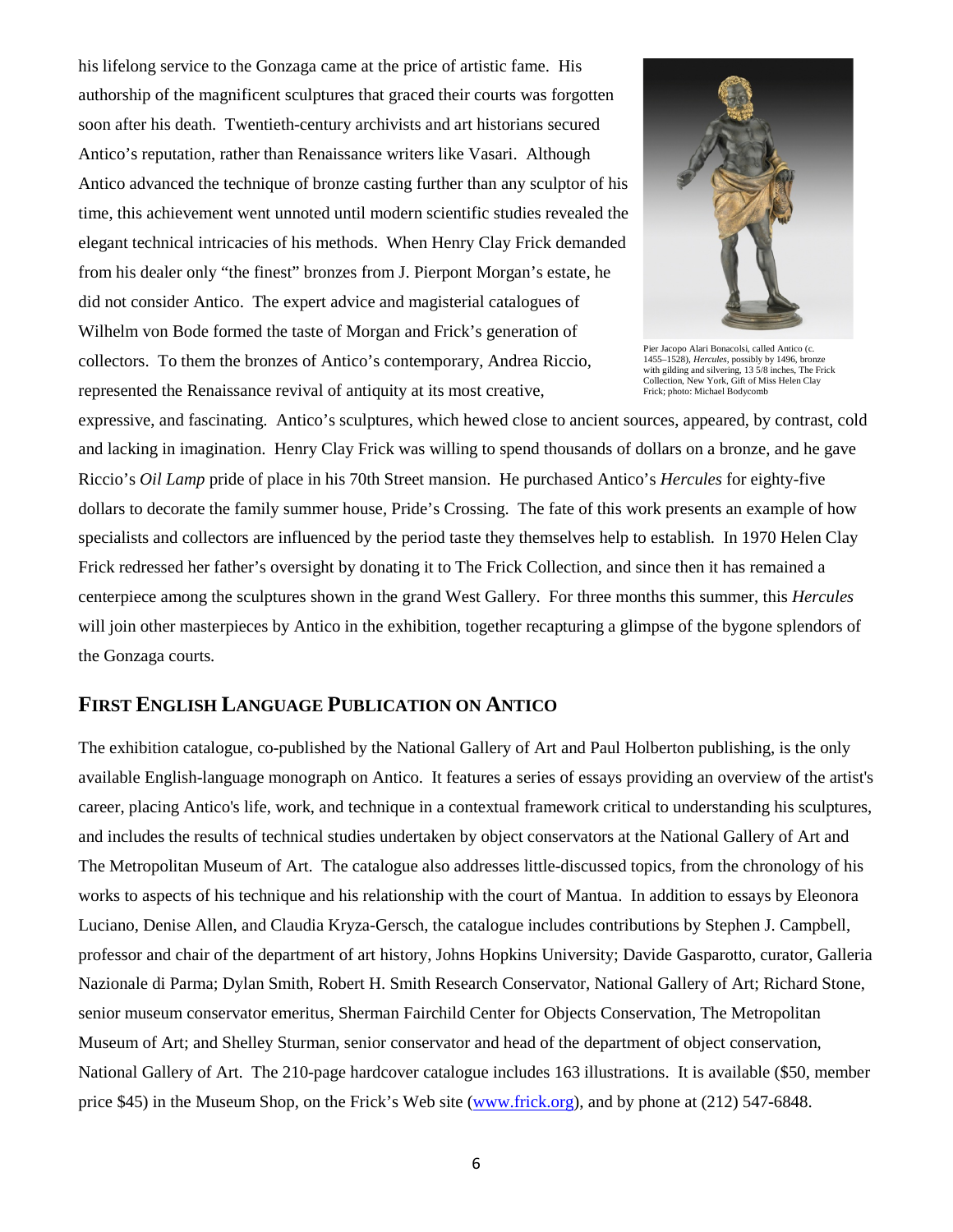his lifelong service to the Gonzaga came at the price of artistic fame. His authorship of the magnificent sculptures that graced their courts was forgotten soon after his death. Twentieth-century archivists and art historians secured Antico's reputation, rather than Renaissance writers like Vasari. Although Antico advanced the technique of bronze casting further than any sculptor of his time, this achievement went unnoted until modern scientific studies revealed the elegant technical intricacies of his methods. When Henry Clay Frick demanded from his dealer only "the finest" bronzes from J. Pierpont Morgan's estate, he did not consider Antico. The expert advice and magisterial catalogues of Wilhelm von Bode formed the taste of Morgan and Frick's generation of collectors. To them the bronzes of Antico's contemporary, Andrea Riccio, represented the Renaissance revival of antiquity at its most creative, expressive, and fascinating. Antico's sculptures, which hewed close to ancient sources, appeared, by contrast, cold and lacking in imagination. Henry Clay Frick was willing to spend thousands of dollars on a bronze, and he gave Riccio's *Oil Lamp* pride of place in his 70th Street mansion. He purchased Antico's *Hercules* for eighty-five dollars to decorate the family summer house, Pride's Crossing. The fate of this work presents an example of how specialists and collectors are influenced by the period taste they themselves help to establish. In 1970 Helen Clay Frick redressed her father's oversight by donating it to The Frick Collection, and since then it has remained a centerpiece among the sculptures shown in the grand West Gallery. For three months this summer, this *Hercules* will join other masterpieces by Antico in the exhibition, together recapturing a glimpse of the bygone splendors of the Gonzaga courts.

Pier Jacopo Alari Bonacolsi, called Antico (c. 1455–1528), *Hercules*, possibly by 1496, bronze with gilding and silvering, 13 5/8 inches, The Frick Collection, New York, Gift of Miss Helen Clay Frick; photo: Michael Bodycomb

## First English Language Publication on Antico

The exhibition catalogue, co-published by the National Gallery of Art and Paul Holberton publishing, is the only available English-language monograph on Antico. It features a series of essays providing an overview of the artist's career, placing Antico's life, work, and technique in a contextual framework critical to understanding his sculptures, and includes the results of technical studies undertaken by object conservators at the National Gallery of Art and The Metropolitan Museum of Art. The catalogue also addresses little-discussed topics, from the chronology of his works to aspects of his technique and his relationship with the court of Mantua. In addition to essays by Eleonora Luciano, Denise Allen, and Claudia Kryza-Gersch, the catalogue includes contributions by Stephen J. Campbell, professor and chair of the department of art history, Johns Hopkins University; Davide Gasparotto, curator, Galleria Nazionale di Parma; Dylan Smith, Robert H. Smith Research Conservator, National Gallery of Art; Richard Stone, senior museum conservator emeritus, Sherman Fairchild Center for Objects Conservation, The Metropolitan Museum of Art; and Shelley Sturman, senior conservator and head of the department of object conservation, National Gallery of Art. The 210-page hardcover catalogue includes 163 illustrations. It is available ($50, member price $45) in the Museum Shop, on the Frick's Web site (www.frick.org), and by phone at (212) 547-6848.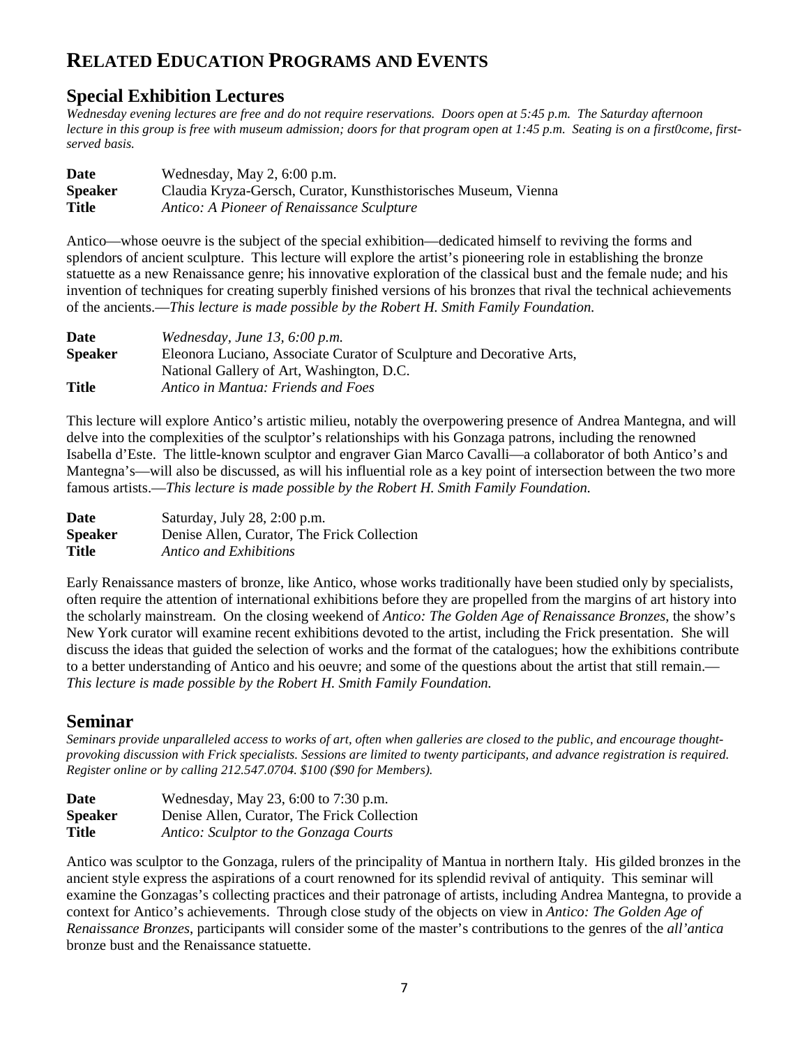# RELATED EDUCATION PROGRAMS AND EVENTS

## Special Exhibition Lectures

*Wednesday evening lectures are free and do not require reservations. Doors open at 5:45 p.m. The Saturday afternoon lecture in this group is free with museum admission; doors for that program open at 1:45 p.m. Seating is on a first0come, first-served basis.*

**Date** Wednesday, May 2, 6:00 p.m.
**Speaker** Claudia Kryza-Gersch, Curator, Kunsthistorisches Museum, Vienna
**Title** *Antico: A Pioneer of Renaissance Sculpture*

Antico—whose oeuvre is the subject of the special exhibition—dedicated himself to reviving the forms and splendors of ancient sculpture. This lecture will explore the artist's pioneering role in establishing the bronze statuette as a new Renaissance genre; his innovative exploration of the classical bust and the female nude; and his invention of techniques for creating superbly finished versions of his bronzes that rival the technical achievements of the ancients.—*This lecture is made possible by the Robert H. Smith Family Foundation.*

**Date** *Wednesday, June 13, 6:00 p.m.*
**Speaker** Eleonora Luciano, Associate Curator of Sculpture and Decorative Arts, National Gallery of Art, Washington, D.C.
**Title** *Antico in Mantua: Friends and Foes*

This lecture will explore Antico's artistic milieu, notably the overpowering presence of Andrea Mantegna, and will delve into the complexities of the sculptor's relationships with his Gonzaga patrons, including the renowned Isabella d'Este. The little-known sculptor and engraver Gian Marco Cavalli—a collaborator of both Antico's and Mantegna's—will also be discussed, as will his influential role as a key point of intersection between the two more famous artists.—*This lecture is made possible by the Robert H. Smith Family Foundation.*

**Date** Saturday, July 28, 2:00 p.m.
**Speaker** Denise Allen, Curator, The Frick Collection
**Title** *Antico and Exhibitions*

Early Renaissance masters of bronze, like Antico, whose works traditionally have been studied only by specialists, often require the attention of international exhibitions before they are propelled from the margins of art history into the scholarly mainstream. On the closing weekend of *Antico: The Golden Age of Renaissance Bronzes*, the show's New York curator will examine recent exhibitions devoted to the artist, including the Frick presentation. She will discuss the ideas that guided the selection of works and the format of the catalogues; how the exhibitions contribute to a better understanding of Antico and his oeuvre; and some of the questions about the artist that still remain.—*This lecture is made possible by the Robert H. Smith Family Foundation.*

## Seminar

*Seminars provide unparalleled access to works of art, often when galleries are closed to the public, and encourage thought-provoking discussion with Frick specialists. Sessions are limited to twenty participants, and advance registration is required. Register online or by calling 212.547.0704. $100 ($90 for Members).*

**Date** Wednesday, May 23, 6:00 to 7:30 p.m.
**Speaker** Denise Allen, Curator, The Frick Collection
**Title** *Antico: Sculptor to the Gonzaga Courts*

Antico was sculptor to the Gonzaga, rulers of the principality of Mantua in northern Italy. His gilded bronzes in the ancient style express the aspirations of a court renowned for its splendid revival of antiquity. This seminar will examine the Gonzagas's collecting practices and their patronage of artists, including Andrea Mantegna, to provide a context for Antico's achievements. Through close study of the objects on view in *Antico: The Golden Age of Renaissance Bronzes*, participants will consider some of the master's contributions to the genres of the *all'antica* bronze bust and the Renaissance statuette.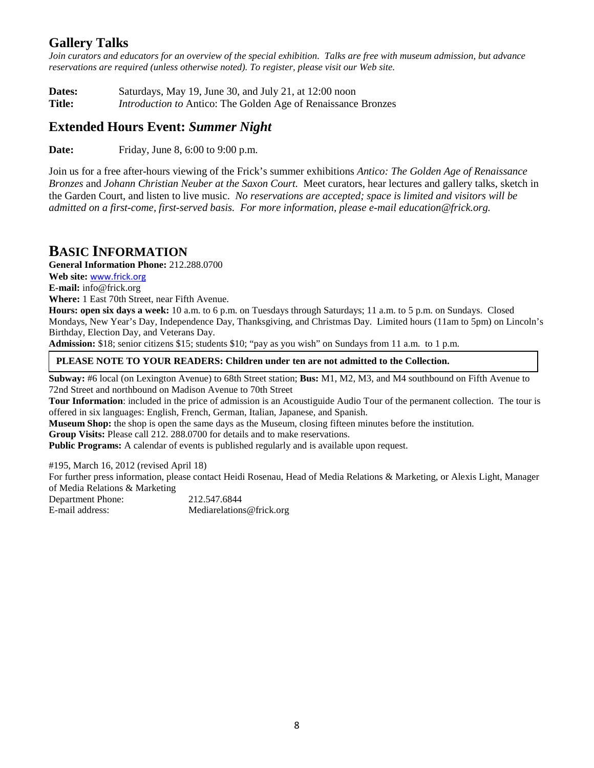## Gallery Talks

*Join curators and educators for an overview of the special exhibition. Talks are free with museum admission, but advance reservations are required (unless otherwise noted). To register, please visit our Web site.*

**Dates:** Saturdays, May 19, June 30, and July 21, at 12:00 noon
**Title:** *Introduction to* Antico: The Golden Age of Renaissance Bronzes

## Extended Hours Event: *Summer Night*

**Date:** Friday, June 8, 6:00 to 9:00 p.m.

Join us for a free after-hours viewing of the Frick's summer exhibitions *Antico: The Golden Age of Renaissance Bronzes* and *Johann Christian Neuber at the Saxon Court.* Meet curators, hear lectures and gallery talks, sketch in the Garden Court, and listen to live music. *No reservations are accepted; space is limited and visitors will be admitted on a first-come, first-served basis. For more information, please e-mail education@frick.org.*

# BASIC INFORMATION

**General Information Phone:** 212.288.0700
**Web site:** www.frick.org
**E-mail:** info@frick.org
**Where:** 1 East 70th Street, near Fifth Avenue.
**Hours: open six days a week:** 10 a.m. to 6 p.m. on Tuesdays through Saturdays; 11 a.m. to 5 p.m. on Sundays. Closed Mondays, New Year's Day, Independence Day, Thanksgiving, and Christmas Day. Limited hours (11am to 5pm) on Lincoln's Birthday, Election Day, and Veterans Day.
**Admission:** $18; senior citizens $15; students $10; "pay as you wish" on Sundays from 11 a.m. to 1 p.m.

**PLEASE NOTE TO YOUR READERS: Children under ten are not admitted to the Collection.**

**Subway:** #6 local (on Lexington Avenue) to 68th Street station; **Bus:** M1, M2, M3, and M4 southbound on Fifth Avenue to 72nd Street and northbound on Madison Avenue to 70th Street
**Tour Information**: included in the price of admission is an Acoustiguide Audio Tour of the permanent collection. The tour is offered in six languages: English, French, German, Italian, Japanese, and Spanish.
**Museum Shop:** the shop is open the same days as the Museum, closing fifteen minutes before the institution.
**Group Visits:** Please call 212. 288.0700 for details and to make reservations.
**Public Programs:** A calendar of events is published regularly and is available upon request.

#195, March 16, 2012 (revised April 18)
For further press information, please contact Heidi Rosenau, Head of Media Relations & Marketing, or Alexis Light, Manager of Media Relations & Marketing
Department Phone: 212.547.6844
E-mail address: Mediarelations@frick.org